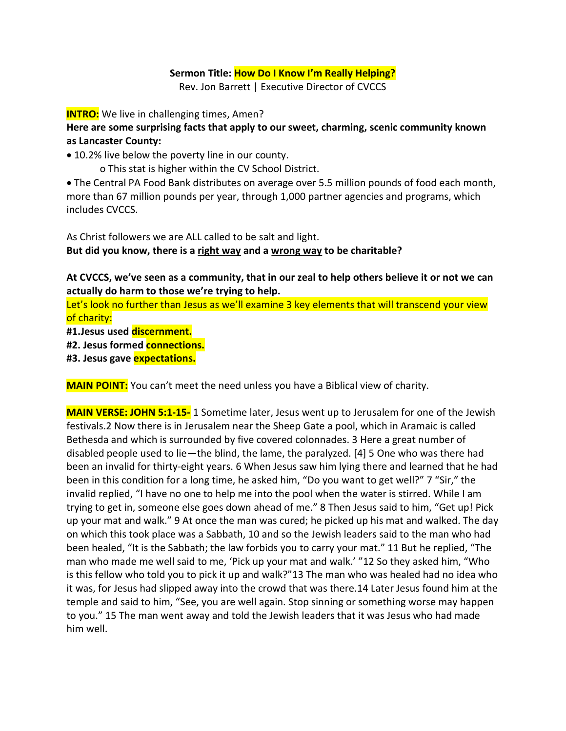**Sermon Title: How Do I Know I'm Really Helping?**

Rev. Jon Barrett | Executive Director of CVCCS

**INTRO:** We live in challenging times, Amen?

**Here are some surprising facts that apply to our sweet, charming, scenic community known as Lancaster County:**

- 10.2% live below the poverty line in our county.
  - This stat is higher within the CV School District.
- The Central PA Food Bank distributes on average over 5.5 million pounds of food each month, more than 67 million pounds per year, through 1,000 partner agencies and programs, which includes CVCCS.

As Christ followers we are ALL called to be salt and light.

**But did you know, there is a right way and a wrong way to be charitable?**

**At CVCCS, we've seen as a community, that in our zeal to help others believe it or not we can actually do harm to those we're trying to help.**

Let's look no further than Jesus as we'll examine 3 key elements that will transcend your view of charity:

**#1.Jesus used discernment.**

**#2. Jesus formed connections.**

**#3. Jesus gave expectations.**

**MAIN POINT:** You can't meet the need unless you have a Biblical view of charity.

**MAIN VERSE: JOHN 5:1-15-** 1 Sometime later, Jesus went up to Jerusalem for one of the Jewish festivals.2 Now there is in Jerusalem near the Sheep Gate a pool, which in Aramaic is called Bethesda and which is surrounded by five covered colonnades. 3 Here a great number of disabled people used to lie—the blind, the lame, the paralyzed. [4] 5 One who was there had been an invalid for thirty-eight years. 6 When Jesus saw him lying there and learned that he had been in this condition for a long time, he asked him, "Do you want to get well?" 7 "Sir," the invalid replied, "I have no one to help me into the pool when the water is stirred. While I am trying to get in, someone else goes down ahead of me." 8 Then Jesus said to him, "Get up! Pick up your mat and walk." 9 At once the man was cured; he picked up his mat and walked. The day on which this took place was a Sabbath, 10 and so the Jewish leaders said to the man who had been healed, "It is the Sabbath; the law forbids you to carry your mat." 11 But he replied, "The man who made me well said to me, 'Pick up your mat and walk.' "12 So they asked him, "Who is this fellow who told you to pick it up and walk?"13 The man who was healed had no idea who it was, for Jesus had slipped away into the crowd that was there.14 Later Jesus found him at the temple and said to him, "See, you are well again. Stop sinning or something worse may happen to you." 15 The man went away and told the Jewish leaders that it was Jesus who had made him well.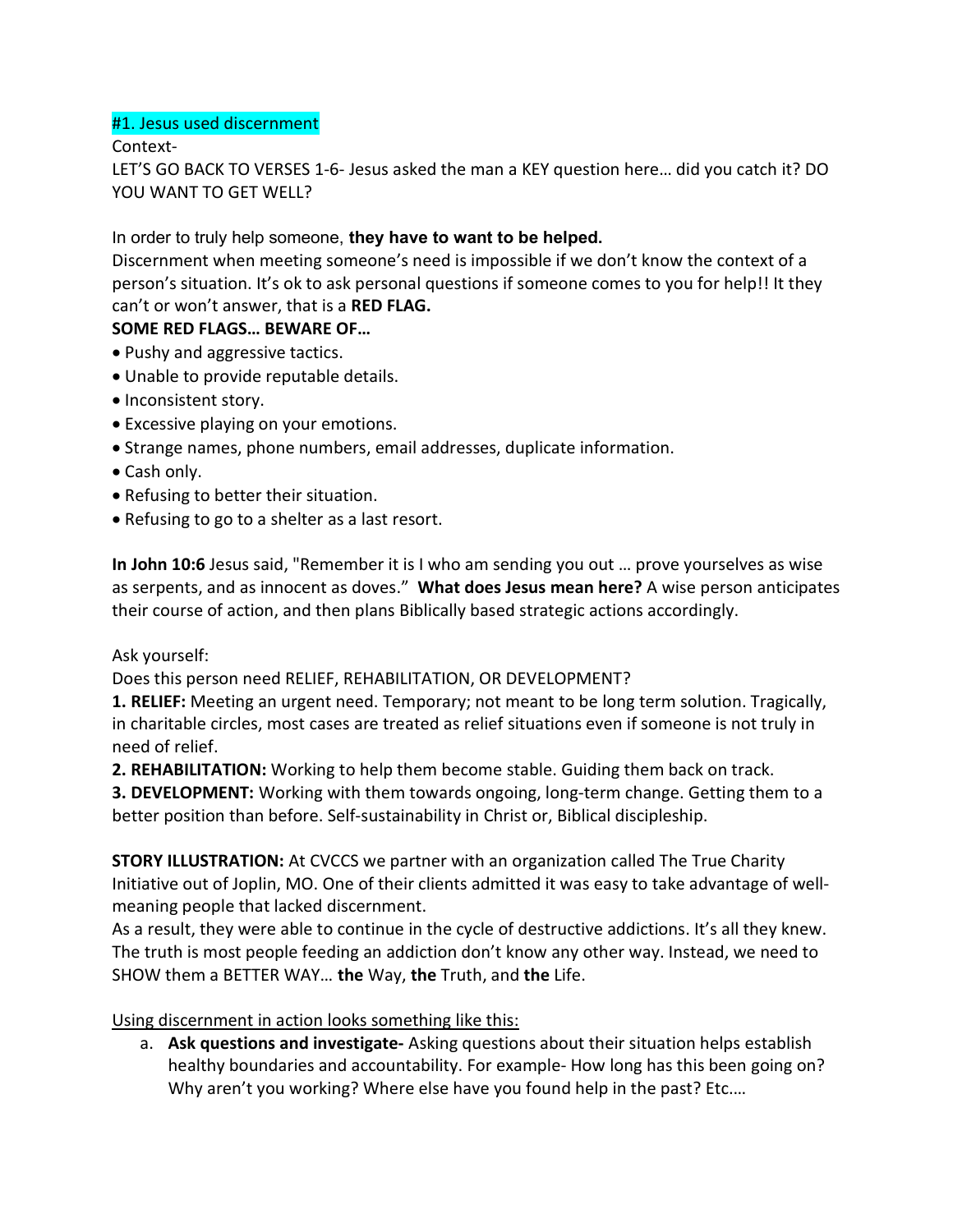#1. Jesus used discernment

Context-

LET'S GO BACK TO VERSES 1-6- Jesus asked the man a KEY question here… did you catch it? DO YOU WANT TO GET WELL?

In order to truly help someone, **they have to want to be helped.**

Discernment when meeting someone's need is impossible if we don't know the context of a person's situation. It's ok to ask personal questions if someone comes to you for help!! It they can't or won't answer, that is a **RED FLAG.**

**SOME RED FLAGS… BEWARE OF…**

- Pushy and aggressive tactics.
- Unable to provide reputable details.
- Inconsistent story.
- Excessive playing on your emotions.
- Strange names, phone numbers, email addresses, duplicate information.
- Cash only.
- Refusing to better their situation.
- Refusing to go to a shelter as a last resort.

**In John 10:6** Jesus said, "Remember it is I who am sending you out … prove yourselves as wise as serpents, and as innocent as doves." **What does Jesus mean here?** A wise person anticipates their course of action, and then plans Biblically based strategic actions accordingly.

Ask yourself:

Does this person need RELIEF, REHABILITATION, OR DEVELOPMENT?

**1. RELIEF:** Meeting an urgent need. Temporary; not meant to be long term solution. Tragically, in charitable circles, most cases are treated as relief situations even if someone is not truly in need of relief.

**2. REHABILITATION:** Working to help them become stable. Guiding them back on track.

**3. DEVELOPMENT:** Working with them towards ongoing, long-term change. Getting them to a better position than before. Self-sustainability in Christ or, Biblical discipleship.

**STORY ILLUSTRATION:** At CVCCS we partner with an organization called The True Charity Initiative out of Joplin, MO. One of their clients admitted it was easy to take advantage of well-meaning people that lacked discernment.

As a result, they were able to continue in the cycle of destructive addictions. It's all they knew. The truth is most people feeding an addiction don't know any other way. Instead, we need to SHOW them a BETTER WAY… **the** Way, **the** Truth, and **the** Life.

Using discernment in action looks something like this:

a. **Ask questions and investigate-** Asking questions about their situation helps establish healthy boundaries and accountability. For example- How long has this been going on? Why aren't you working? Where else have you found help in the past? Etc.…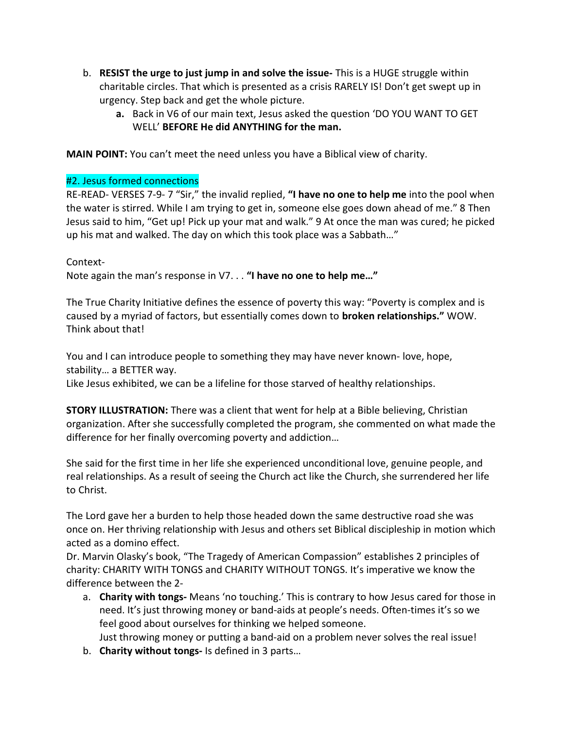b. **RESIST the urge to just jump in and solve the issue-** This is a HUGE struggle within charitable circles. That which is presented as a crisis RARELY IS! Don't get swept up in urgency. Step back and get the whole picture.

    a. Back in V6 of our main text, Jesus asked the question 'DO YOU WANT TO GET WELL' **BEFORE He did ANYTHING for the man.**

**MAIN POINT:** You can't meet the need unless you have a Biblical view of charity.

#2. Jesus formed connections

RE-READ- VERSES 7-9- 7 "Sir," the invalid replied, **"I have no one to help me** into the pool when the water is stirred. While I am trying to get in, someone else goes down ahead of me." 8 Then Jesus said to him, "Get up! Pick up your mat and walk." 9 At once the man was cured; he picked up his mat and walked. The day on which this took place was a Sabbath…"

Context-

Note again the man's response in V7. . . **"I have no one to help me…"**

The True Charity Initiative defines the essence of poverty this way: "Poverty is complex and is caused by a myriad of factors, but essentially comes down to **broken relationships."** WOW. Think about that!

You and I can introduce people to something they may have never known- love, hope, stability… a BETTER way.

Like Jesus exhibited, we can be a lifeline for those starved of healthy relationships.

**STORY ILLUSTRATION:** There was a client that went for help at a Bible believing, Christian organization. After she successfully completed the program, she commented on what made the difference for her finally overcoming poverty and addiction…

She said for the first time in her life she experienced unconditional love, genuine people, and real relationships. As a result of seeing the Church act like the Church, she surrendered her life to Christ.

The Lord gave her a burden to help those headed down the same destructive road she was once on. Her thriving relationship with Jesus and others set Biblical discipleship in motion which acted as a domino effect.

Dr. Marvin Olasky's book, "The Tragedy of American Compassion" establishes 2 principles of charity: CHARITY WITH TONGS and CHARITY WITHOUT TONGS. It's imperative we know the difference between the 2-

a. **Charity with tongs-** Means 'no touching.' This is contrary to how Jesus cared for those in need. It's just throwing money or band-aids at people's needs. Often-times it's so we feel good about ourselves for thinking we helped someone.
   Just throwing money or putting a band-aid on a problem never solves the real issue!
b. **Charity without tongs-** Is defined in 3 parts…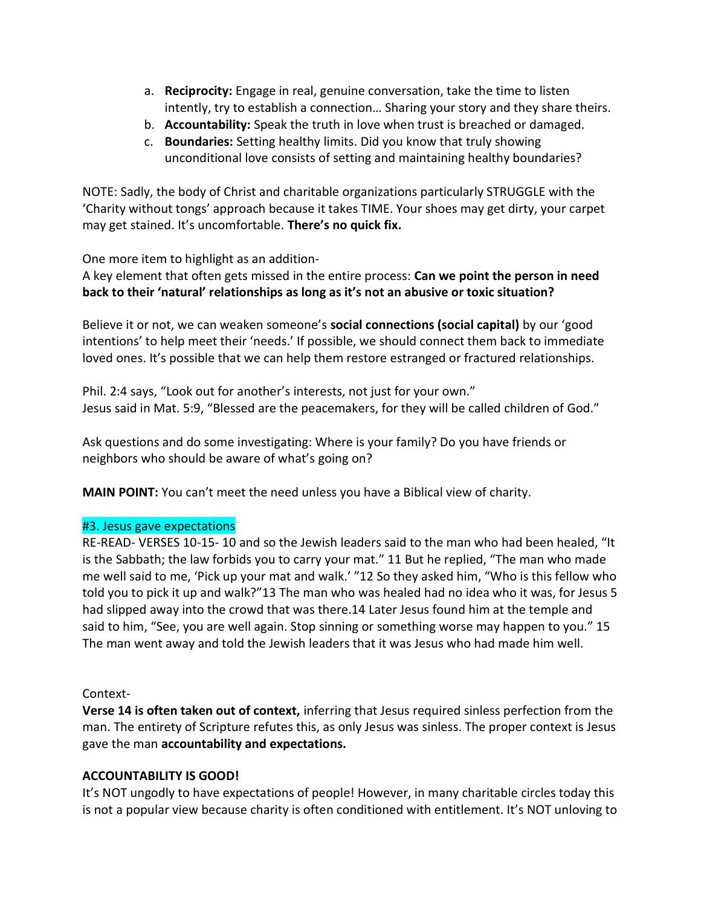a. **Reciprocity:** Engage in real, genuine conversation, take the time to listen intently, try to establish a connection… Sharing your story and they share theirs.
b. **Accountability:** Speak the truth in love when trust is breached or damaged.
c. **Boundaries:** Setting healthy limits. Did you know that truly showing unconditional love consists of setting and maintaining healthy boundaries?

NOTE: Sadly, the body of Christ and charitable organizations particularly STRUGGLE with the 'Charity without tongs' approach because it takes TIME. Your shoes may get dirty, your carpet may get stained. It's uncomfortable. **There's no quick fix.**

One more item to highlight as an addition-
A key element that often gets missed in the entire process: **Can we point the person in need back to their 'natural' relationships as long as it's not an abusive or toxic situation?**

Believe it or not, we can weaken someone's **social connections (social capital)** by our 'good intentions' to help meet their 'needs.' If possible, we should connect them back to immediate loved ones. It's possible that we can help them restore estranged or fractured relationships.

Phil. 2:4 says, "Look out for another's interests, not just for your own."
Jesus said in Mat. 5:9, "Blessed are the peacemakers, for they will be called children of God."

Ask questions and do some investigating: Where is your family? Do you have friends or neighbors who should be aware of what's going on?

**MAIN POINT:** You can't meet the need unless you have a Biblical view of charity.

#3. Jesus gave expectations

RE-READ- VERSES 10-15- 10 and so the Jewish leaders said to the man who had been healed, "It is the Sabbath; the law forbids you to carry your mat." 11 But he replied, "The man who made me well said to me, 'Pick up your mat and walk.' "12 So they asked him, "Who is this fellow who told you to pick it up and walk?"13 The man who was healed had no idea who it was, for Jesus 5 had slipped away into the crowd that was there.14 Later Jesus found him at the temple and said to him, "See, you are well again. Stop sinning or something worse may happen to you." 15 The man went away and told the Jewish leaders that it was Jesus who had made him well.

Context-
**Verse 14 is often taken out of context,** inferring that Jesus required sinless perfection from the man. The entirety of Scripture refutes this, as only Jesus was sinless. The proper context is Jesus gave the man **accountability and expectations.**

**ACCOUNTABILITY IS GOOD!**
It's NOT ungodly to have expectations of people! However, in many charitable circles today this is not a popular view because charity is often conditioned with entitlement. It's NOT unloving to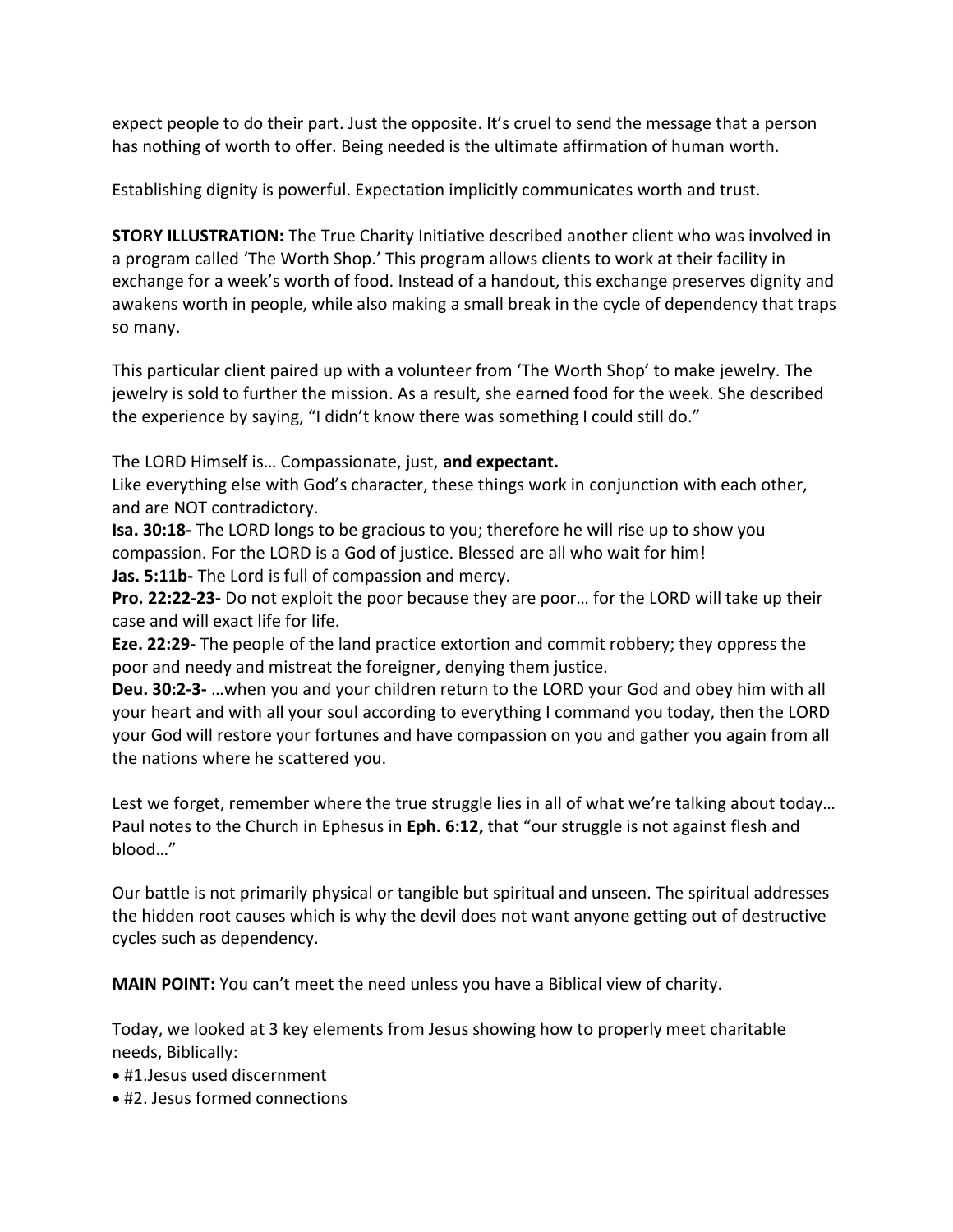expect people to do their part. Just the opposite. It's cruel to send the message that a person has nothing of worth to offer. Being needed is the ultimate affirmation of human worth.

Establishing dignity is powerful. Expectation implicitly communicates worth and trust.

**STORY ILLUSTRATION:** The True Charity Initiative described another client who was involved in a program called 'The Worth Shop.' This program allows clients to work at their facility in exchange for a week's worth of food. Instead of a handout, this exchange preserves dignity and awakens worth in people, while also making a small break in the cycle of dependency that traps so many.

This particular client paired up with a volunteer from 'The Worth Shop' to make jewelry. The jewelry is sold to further the mission. As a result, she earned food for the week. She described the experience by saying, "I didn't know there was something I could still do."

The LORD Himself is… Compassionate, just, **and expectant.**
Like everything else with God's character, these things work in conjunction with each other, and are NOT contradictory.
**Isa. 30:18-** The LORD longs to be gracious to you; therefore he will rise up to show you compassion. For the LORD is a God of justice. Blessed are all who wait for him!
**Jas. 5:11b-** The Lord is full of compassion and mercy.
**Pro. 22:22-23-** Do not exploit the poor because they are poor… for the LORD will take up their case and will exact life for life.
**Eze. 22:29-** The people of the land practice extortion and commit robbery; they oppress the poor and needy and mistreat the foreigner, denying them justice.
**Deu. 30:2-3-** …when you and your children return to the LORD your God and obey him with all your heart and with all your soul according to everything I command you today, then the LORD your God will restore your fortunes and have compassion on you and gather you again from all the nations where he scattered you.

Lest we forget, remember where the true struggle lies in all of what we're talking about today… Paul notes to the Church in Ephesus in **Eph. 6:12,** that "our struggle is not against flesh and blood…"

Our battle is not primarily physical or tangible but spiritual and unseen. The spiritual addresses the hidden root causes which is why the devil does not want anyone getting out of destructive cycles such as dependency.

**MAIN POINT:** You can't meet the need unless you have a Biblical view of charity.

Today, we looked at 3 key elements from Jesus showing how to properly meet charitable needs, Biblically:

- #1.Jesus used discernment
- #2. Jesus formed connections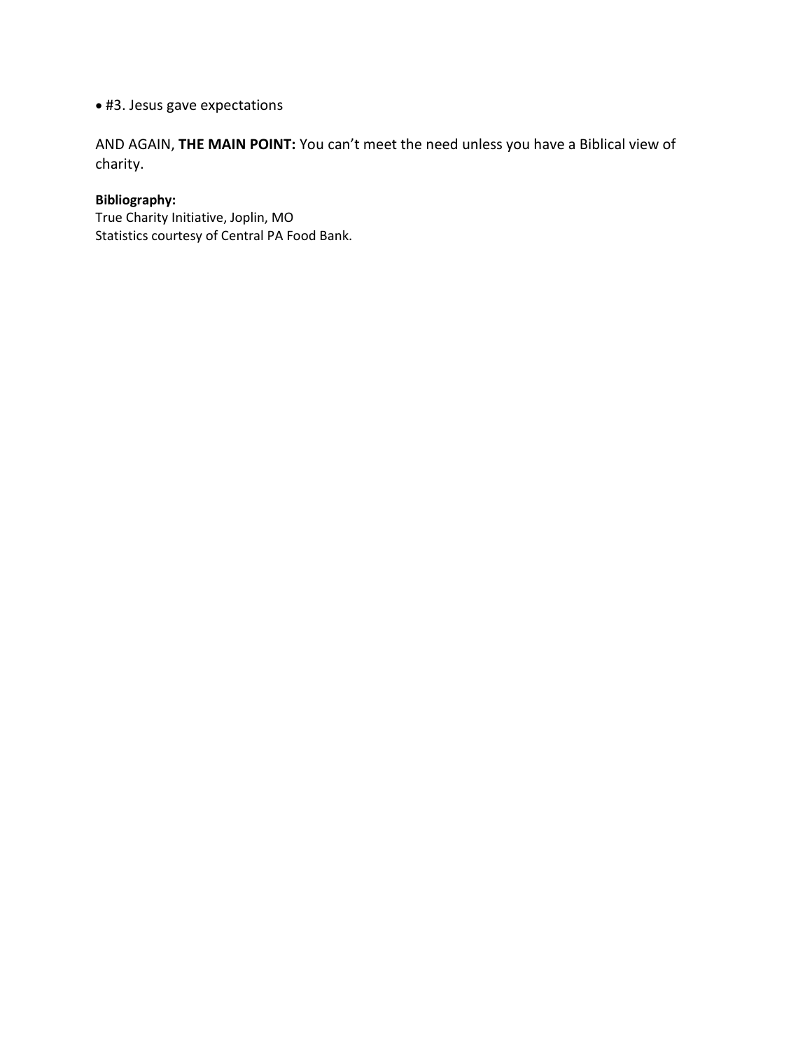- #3. Jesus gave expectations

AND AGAIN, **THE MAIN POINT:** You can't meet the need unless you have a Biblical view of charity.

**Bibliography:**
True Charity Initiative, Joplin, MO
Statistics courtesy of Central PA Food Bank.